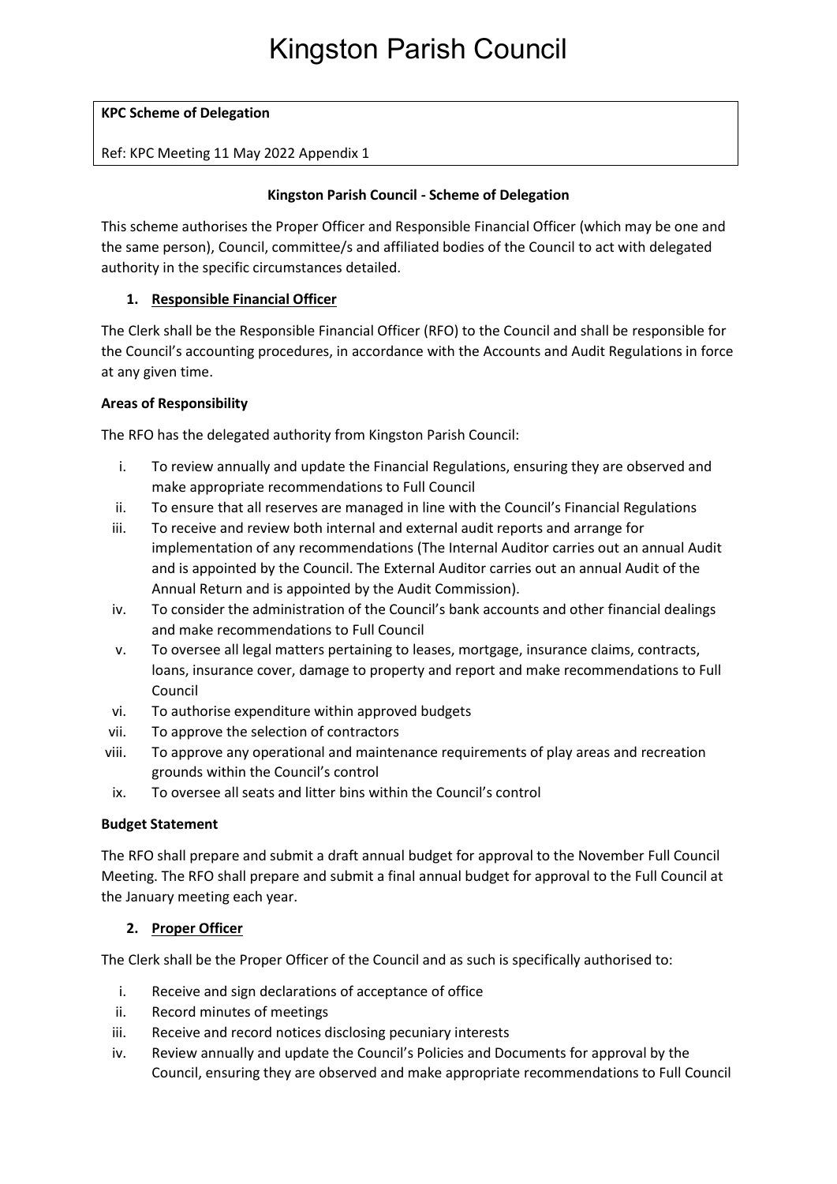# Kingston Parish Council

**KPC Scheme of Delegation**

Ref: KPC Meeting 11 May 2022 Appendix 1

**Kingston Parish Council - Scheme of Delegation**

This scheme authorises the Proper Officer and Responsible Financial Officer (which may be one and the same person), Council, committee/s and affiliated bodies of the Council to act with delegated authority in the specific circumstances detailed.

## 1. Responsible Financial Officer

The Clerk shall be the Responsible Financial Officer (RFO) to the Council and shall be responsible for the Council's accounting procedures, in accordance with the Accounts and Audit Regulations in force at any given time.

**Areas of Responsibility**

The RFO has the delegated authority from Kingston Parish Council:

i. To review annually and update the Financial Regulations, ensuring they are observed and make appropriate recommendations to Full Council
ii. To ensure that all reserves are managed in line with the Council's Financial Regulations
iii. To receive and review both internal and external audit reports and arrange for implementation of any recommendations (The Internal Auditor carries out an annual Audit and is appointed by the Council. The External Auditor carries out an annual Audit of the Annual Return and is appointed by the Audit Commission).
iv. To consider the administration of the Council's bank accounts and other financial dealings and make recommendations to Full Council
v. To oversee all legal matters pertaining to leases, mortgage, insurance claims, contracts, loans, insurance cover, damage to property and report and make recommendations to Full Council
vi. To authorise expenditure within approved budgets
vii. To approve the selection of contractors
viii. To approve any operational and maintenance requirements of play areas and recreation grounds within the Council's control
ix. To oversee all seats and litter bins within the Council's control

**Budget Statement**

The RFO shall prepare and submit a draft annual budget for approval to the November Full Council Meeting. The RFO shall prepare and submit a final annual budget for approval to the Full Council at the January meeting each year.

## 2. Proper Officer

The Clerk shall be the Proper Officer of the Council and as such is specifically authorised to:

i. Receive and sign declarations of acceptance of office
ii. Record minutes of meetings
iii. Receive and record notices disclosing pecuniary interests
iv. Review annually and update the Council's Policies and Documents for approval by the Council, ensuring they are observed and make appropriate recommendations to Full Council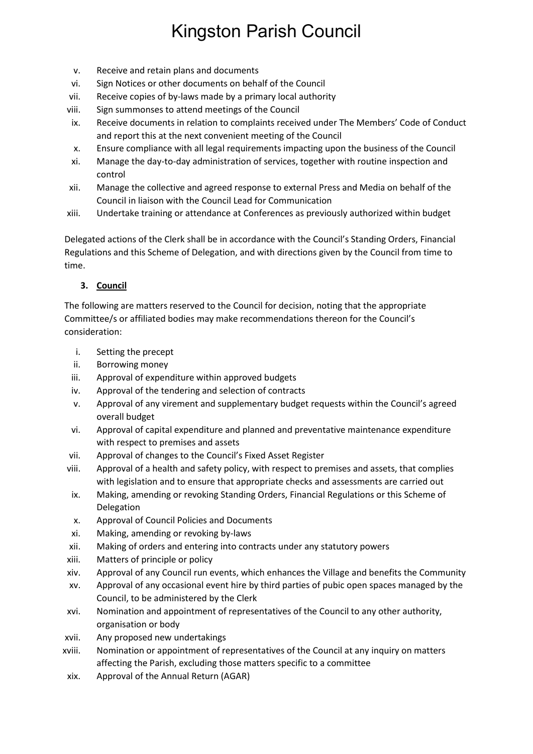v. Receive and retain plans and documents
vi. Sign Notices or other documents on behalf of the Council
vii. Receive copies of by-laws made by a primary local authority
viii. Sign summonses to attend meetings of the Council
ix. Receive documents in relation to complaints received under The Members' Code of Conduct and report this at the next convenient meeting of the Council
x. Ensure compliance with all legal requirements impacting upon the business of the Council
xi. Manage the day-to-day administration of services, together with routine inspection and control
xii. Manage the collective and agreed response to external Press and Media on behalf of the Council in liaison with the Council Lead for Communication
xiii. Undertake training or attendance at Conferences as previously authorized within budget

Delegated actions of the Clerk shall be in accordance with the Council's Standing Orders, Financial Regulations and this Scheme of Delegation, and with directions given by the Council from time to time.

### 3. Council

The following are matters reserved to the Council for decision, noting that the appropriate Committee/s or affiliated bodies may make recommendations thereon for the Council's consideration:

i. Setting the precept
ii. Borrowing money
iii. Approval of expenditure within approved budgets
iv. Approval of the tendering and selection of contracts
v. Approval of any virement and supplementary budget requests within the Council's agreed overall budget
vi. Approval of capital expenditure and planned and preventative maintenance expenditure with respect to premises and assets
vii. Approval of changes to the Council's Fixed Asset Register
viii. Approval of a health and safety policy, with respect to premises and assets, that complies with legislation and to ensure that appropriate checks and assessments are carried out
ix. Making, amending or revoking Standing Orders, Financial Regulations or this Scheme of Delegation
x. Approval of Council Policies and Documents
xi. Making, amending or revoking by-laws
xii. Making of orders and entering into contracts under any statutory powers
xiii. Matters of principle or policy
xiv. Approval of any Council run events, which enhances the Village and benefits the Community
xv. Approval of any occasional event hire by third parties of pubic open spaces managed by the Council, to be administered by the Clerk
xvi. Nomination and appointment of representatives of the Council to any other authority, organisation or body
xvii. Any proposed new undertakings
xviii. Nomination or appointment of representatives of the Council at any inquiry on matters affecting the Parish, excluding those matters specific to a committee
xix. Approval of the Annual Return (AGAR)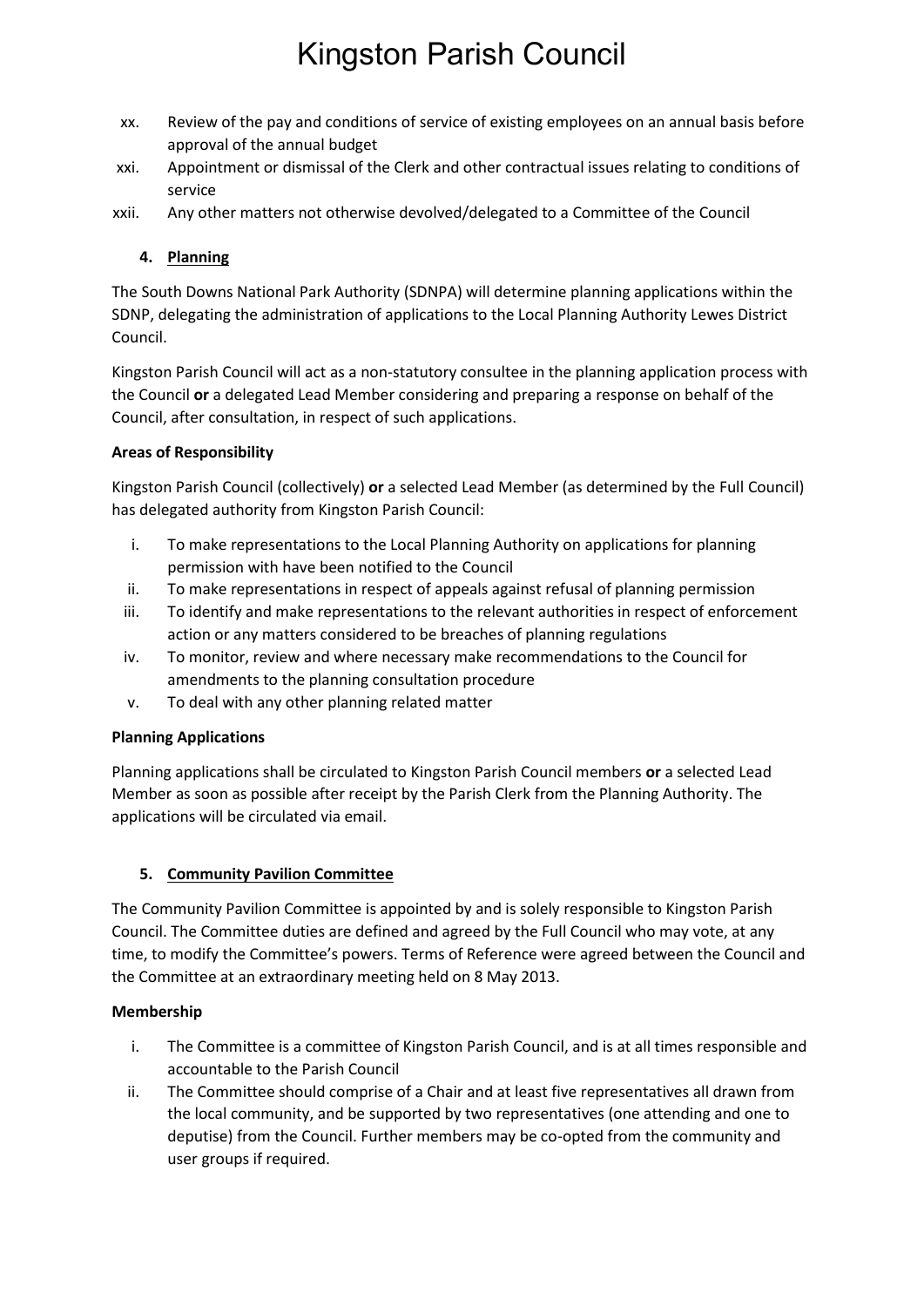xx. Review of the pay and conditions of service of existing employees on an annual basis before approval of the annual budget

xxi. Appointment or dismissal of the Clerk and other contractual issues relating to conditions of service

xxii. Any other matters not otherwise devolved/delegated to a Committee of the Council

## 4. Planning

The South Downs National Park Authority (SDNPA) will determine planning applications within the SDNP, delegating the administration of applications to the Local Planning Authority Lewes District Council.

Kingston Parish Council will act as a non-statutory consultee in the planning application process with the Council **or** a delegated Lead Member considering and preparing a response on behalf of the Council, after consultation, in respect of such applications.

**Areas of Responsibility**

Kingston Parish Council (collectively) **or** a selected Lead Member (as determined by the Full Council) has delegated authority from Kingston Parish Council:

i. To make representations to the Local Planning Authority on applications for planning permission with have been notified to the Council
ii. To make representations in respect of appeals against refusal of planning permission
iii. To identify and make representations to the relevant authorities in respect of enforcement action or any matters considered to be breaches of planning regulations
iv. To monitor, review and where necessary make recommendations to the Council for amendments to the planning consultation procedure
v. To deal with any other planning related matter

**Planning Applications**

Planning applications shall be circulated to Kingston Parish Council members **or** a selected Lead Member as soon as possible after receipt by the Parish Clerk from the Planning Authority. The applications will be circulated via email.

## 5. Community Pavilion Committee

The Community Pavilion Committee is appointed by and is solely responsible to Kingston Parish Council. The Committee duties are defined and agreed by the Full Council who may vote, at any time, to modify the Committee's powers. Terms of Reference were agreed between the Council and the Committee at an extraordinary meeting held on 8 May 2013.

**Membership**

i. The Committee is a committee of Kingston Parish Council, and is at all times responsible and accountable to the Parish Council
ii. The Committee should comprise of a Chair and at least five representatives all drawn from the local community, and be supported by two representatives (one attending and one to deputise) from the Council. Further members may be co-opted from the community and user groups if required.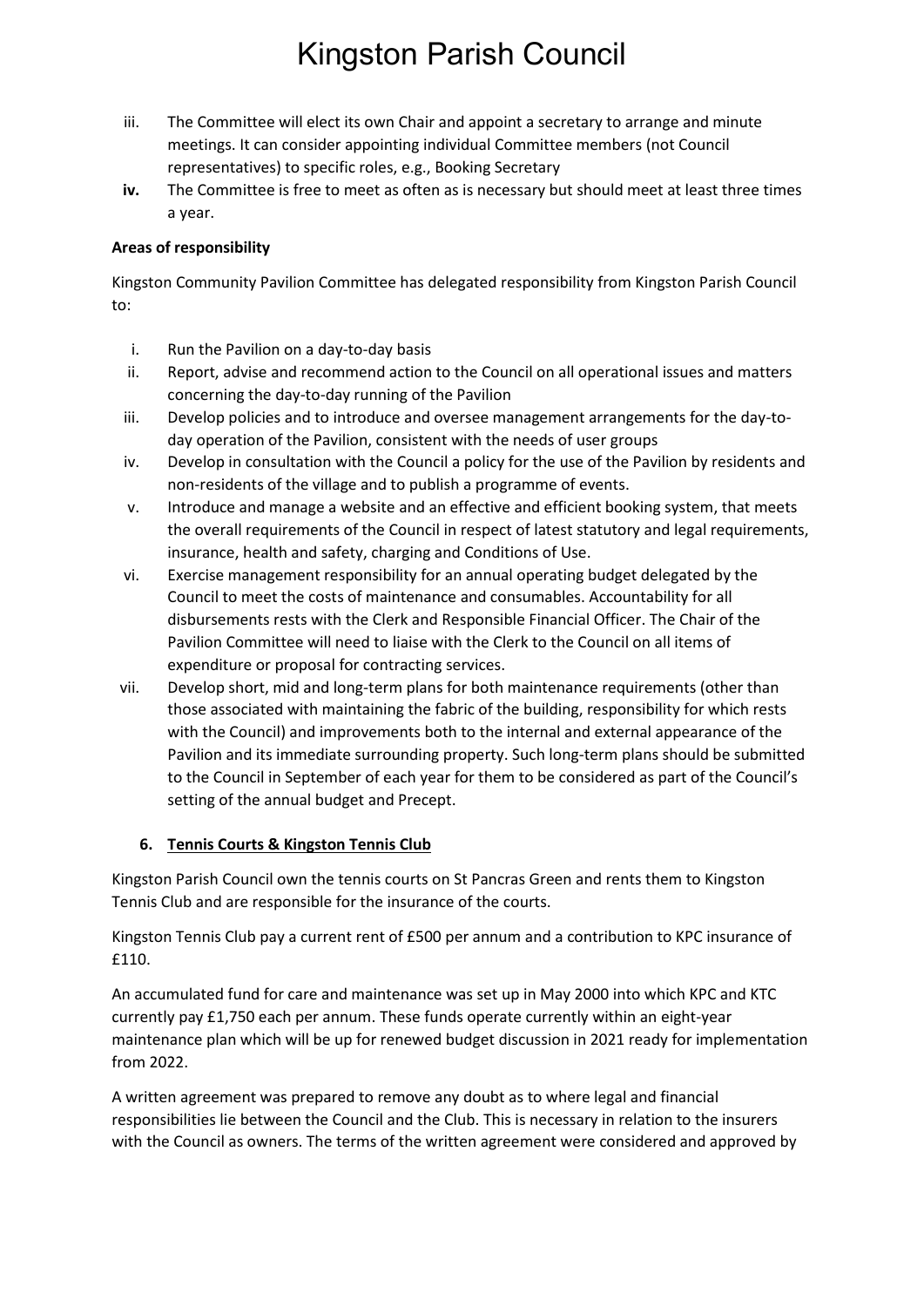iii. The Committee will elect its own Chair and appoint a secretary to arrange and minute meetings. It can consider appointing individual Committee members (not Council representatives) to specific roles, e.g., Booking Secretary

**iv.** The Committee is free to meet as often as is necessary but should meet at least three times a year.

**Areas of responsibility**

Kingston Community Pavilion Committee has delegated responsibility from Kingston Parish Council to:

i. Run the Pavilion on a day-to-day basis

ii. Report, advise and recommend action to the Council on all operational issues and matters concerning the day-to-day running of the Pavilion

iii. Develop policies and to introduce and oversee management arrangements for the day-to-day operation of the Pavilion, consistent with the needs of user groups

iv. Develop in consultation with the Council a policy for the use of the Pavilion by residents and non-residents of the village and to publish a programme of events.

v. Introduce and manage a website and an effective and efficient booking system, that meets the overall requirements of the Council in respect of latest statutory and legal requirements, insurance, health and safety, charging and Conditions of Use.

vi. Exercise management responsibility for an annual operating budget delegated by the Council to meet the costs of maintenance and consumables. Accountability for all disbursements rests with the Clerk and Responsible Financial Officer. The Chair of the Pavilion Committee will need to liaise with the Clerk to the Council on all items of expenditure or proposal for contracting services.

vii. Develop short, mid and long-term plans for both maintenance requirements (other than those associated with maintaining the fabric of the building, responsibility for which rests with the Council) and improvements both to the internal and external appearance of the Pavilion and its immediate surrounding property. Such long-term plans should be submitted to the Council in September of each year for them to be considered as part of the Council's setting of the annual budget and Precept.

## 6. Tennis Courts & Kingston Tennis Club

Kingston Parish Council own the tennis courts on St Pancras Green and rents them to Kingston Tennis Club and are responsible for the insurance of the courts.

Kingston Tennis Club pay a current rent of £500 per annum and a contribution to KPC insurance of £110.

An accumulated fund for care and maintenance was set up in May 2000 into which KPC and KTC currently pay £1,750 each per annum. These funds operate currently within an eight-year maintenance plan which will be up for renewed budget discussion in 2021 ready for implementation from 2022.

A written agreement was prepared to remove any doubt as to where legal and financial responsibilities lie between the Council and the Club. This is necessary in relation to the insurers with the Council as owners. The terms of the written agreement were considered and approved by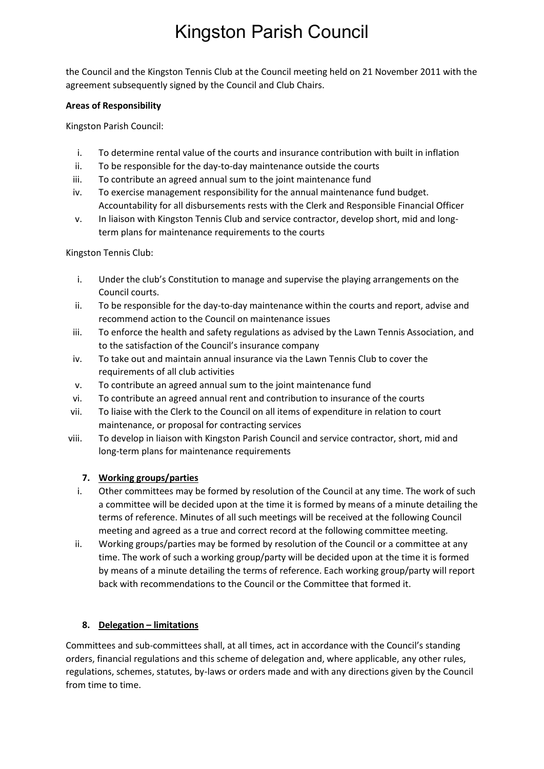the Council and the Kingston Tennis Club at the Council meeting held on 21 November 2011 with the agreement subsequently signed by the Council and Club Chairs.

**Areas of Responsibility**

Kingston Parish Council:

i. To determine rental value of the courts and insurance contribution with built in inflation
ii. To be responsible for the day-to-day maintenance outside the courts
iii. To contribute an agreed annual sum to the joint maintenance fund
iv. To exercise management responsibility for the annual maintenance fund budget. Accountability for all disbursements rests with the Clerk and Responsible Financial Officer
v. In liaison with Kingston Tennis Club and service contractor, develop short, mid and long-term plans for maintenance requirements to the courts

Kingston Tennis Club:

i. Under the club's Constitution to manage and supervise the playing arrangements on the Council courts.
ii. To be responsible for the day-to-day maintenance within the courts and report, advise and recommend action to the Council on maintenance issues
iii. To enforce the health and safety regulations as advised by the Lawn Tennis Association, and to the satisfaction of the Council's insurance company
iv. To take out and maintain annual insurance via the Lawn Tennis Club to cover the requirements of all club activities
v. To contribute an agreed annual sum to the joint maintenance fund
vi. To contribute an agreed annual rent and contribution to insurance of the courts
vii. To liaise with the Clerk to the Council on all items of expenditure in relation to court maintenance, or proposal for contracting services
viii. To develop in liaison with Kingston Parish Council and service contractor, short, mid and long-term plans for maintenance requirements

## 7. Working groups/parties

i. Other committees may be formed by resolution of the Council at any time. The work of such a committee will be decided upon at the time it is formed by means of a minute detailing the terms of reference. Minutes of all such meetings will be received at the following Council meeting and agreed as a true and correct record at the following committee meeting.
ii. Working groups/parties may be formed by resolution of the Council or a committee at any time. The work of such a working group/party will be decided upon at the time it is formed by means of a minute detailing the terms of reference. Each working group/party will report back with recommendations to the Council or the Committee that formed it.

## 8. Delegation – limitations

Committees and sub-committees shall, at all times, act in accordance with the Council's standing orders, financial regulations and this scheme of delegation and, where applicable, any other rules, regulations, schemes, statutes, by-laws or orders made and with any directions given by the Council from time to time.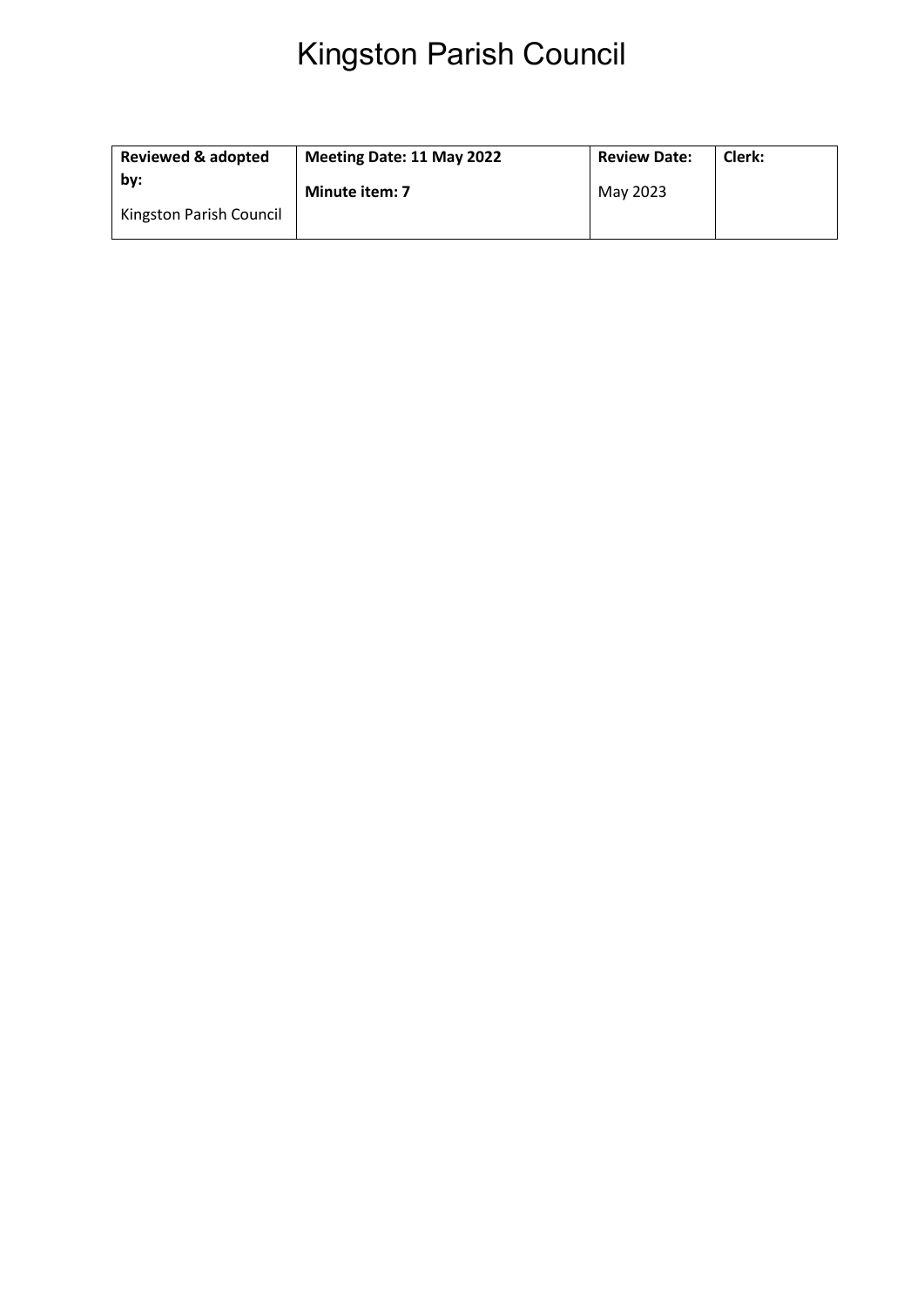| Reviewed & adopted by: | Meeting Date: 11 May 2022 | Review Date: | Clerk: |
| --- | --- | --- | --- |
| Kingston Parish Council | Minute item: 7 | May 2023 | |